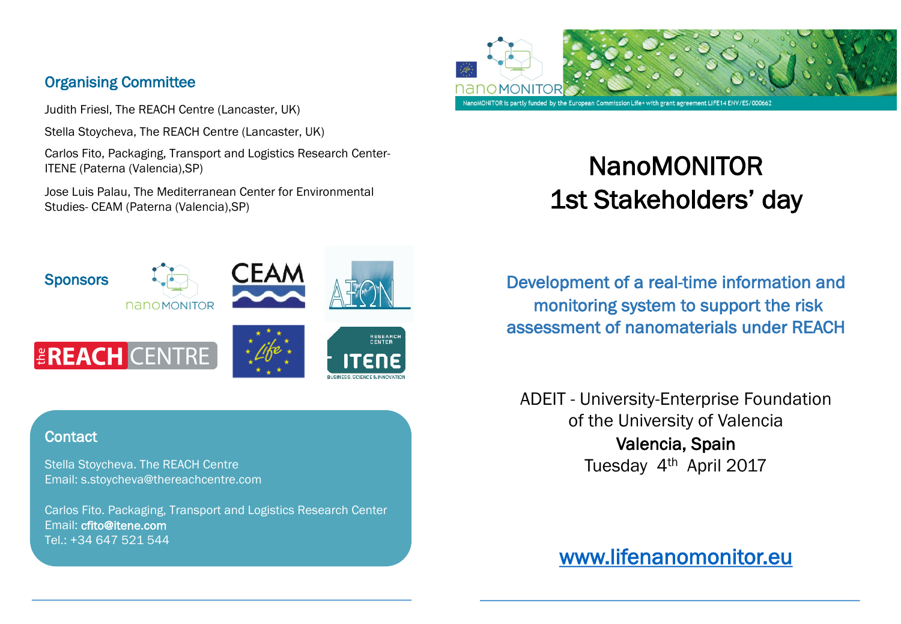## Organising Committee

Judith Friesl, The REACH Centre (Lancaster, UK)

Stella Stoycheva, The REACH Centre (Lancaster, UK)

Carlos Fito, Packaging, Transport and Logistics Research Center- ITENE (Paterna (Valencia),SP)

Jose Luis Palau, The Mediterranean Center for Environmental Studies- CEAM (Paterna (Valencia),SP)

## Sponsors

## Contact

Stella Stoycheva. The REACH Centre
Email: s.stoycheva@thereachcentre.com

Carlos Fito. Packaging, Transport and Logistics Research Center
Email: **cfito@itene.com**
Tel.: +34 647 521 544

NanoMONITOR is partly funded by the European Commission Life+ with grant agreement LIFE14 ENV/ES/000662

# NanoMONITOR 1st Stakeholders' day

## Development of a real-time information and monitoring system to support the risk assessment of nanomaterials under REACH

ADEIT - University-Enterprise Foundation of the University of Valencia

**Valencia, Spain**

Tuesday 4th April 2017

www.lifenanomonitor.eu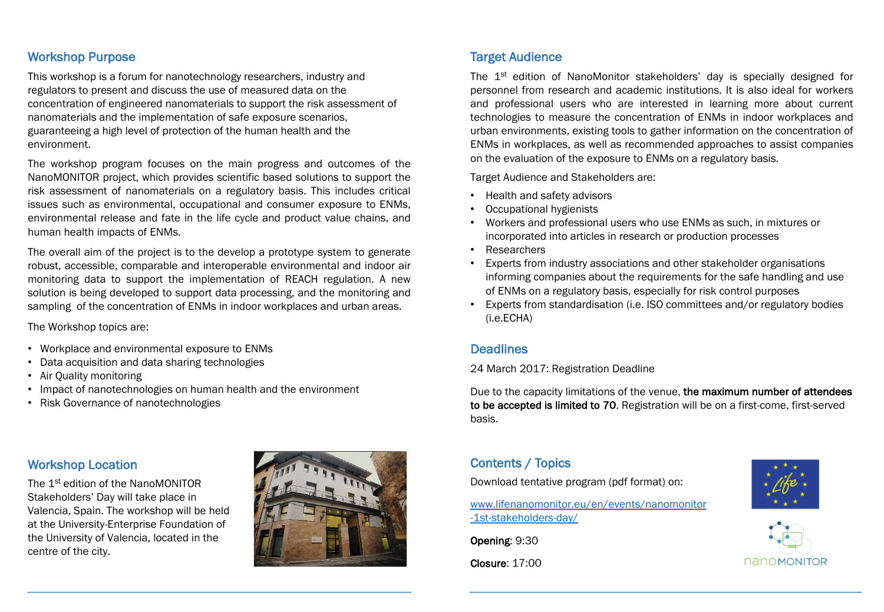## Workshop Purpose

This workshop is a forum for nanotechnology researchers, industry and regulators to present and discuss the use of measured data on the concentration of engineered nanomaterials to support the risk assessment of nanomaterials and the implementation of safe exposure scenarios, guaranteeing a high level of protection of the human health and the environment.

The workshop program focuses on the main progress and outcomes of the NanoMONITOR project, which provides scientific based solutions to support the risk assessment of nanomaterials on a regulatory basis. This includes critical issues such as environmental, occupational and consumer exposure to ENMs, environmental release and fate in the life cycle and product value chains, and human health impacts of ENMs.

The overall aim of the project is to the develop a prototype system to generate robust, accessible, comparable and interoperable environmental and indoor air monitoring data to support the implementation of REACH regulation. A new solution is being developed to support data processing, and the monitoring and sampling of the concentration of ENMs in indoor workplaces and urban areas.

The Workshop topics are:

- Workplace and environmental exposure to ENMs
- Data acquisition and data sharing technologies
- Air Quality monitoring
- Impact of nanotechnologies on human health and the environment
- Risk Governance of nanotechnologies

## Workshop Location

The 1st edition of the NanoMONITOR Stakeholders' Day will take place in Valencia, Spain. The workshop will be held at the University-Enterprise Foundation of the University of Valencia, located in the centre of the city.

## Target Audience

The 1st edition of NanoMonitor stakeholders' day is specially designed for personnel from research and academic institutions. It is also ideal for workers and professional users who are interested in learning more about current technologies to measure the concentration of ENMs in indoor workplaces and urban environments, existing tools to gather information on the concentration of ENMs in workplaces, as well as recommended approaches to assist companies on the evaluation of the exposure to ENMs on a regulatory basis.

Target Audience and Stakeholders are:

- Health and safety advisors
- Occupational hygienists
- Workers and professional users who use ENMs as such, in mixtures or incorporated into articles in research or production processes
- Researchers
- Experts from industry associations and other stakeholder organisations informing companies about the requirements for the safe handling and use of ENMs on a regulatory basis, especially for risk control purposes
- Experts from standardisation (i.e. ISO committees and/or regulatory bodies (i.e.ECHA)

## Deadlines

24 March 2017: Registration Deadline

Due to the capacity limitations of the venue, **the maximum number of attendees to be accepted is limited to 70**. Registration will be on a first-come, first-served basis.

## Contents / Topics

Download tentative program (pdf format) on:

www.lifenanomonitor.eu/en/events/nanomonitor-1st-stakeholders-day/

**Opening**: 9:30

**Closure**: 17:00